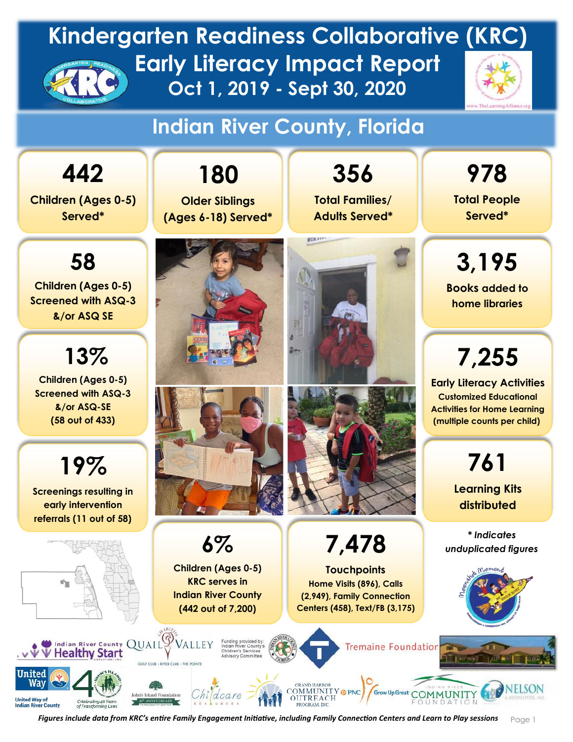# Kindergarten Readiness Collaborative (KRC)
# Early Literacy Impact Report
## Oct 1, 2019 - Sept 30, 2020

## Indian River County, Florida

**442**
Children (Ages 0-5) Served*

**180**
Older Siblings (Ages 6-18) Served*

**356**
Total Families/ Adults Served*

**978**
Total People Served*

**58**
Children (Ages 0-5) Screened with ASQ-3 &/or ASQ SE

**3,195**
Books added to home libraries

**13%**
Children (Ages 0-5) Screened with ASQ-3 &/or ASQ-SE (58 out of 433)

**7,255**
Early Literacy Activities
Customized Educational Activities for Home Learning (multiple counts per child)

**19%**
Screenings resulting in early intervention referrals (11 out of 58)

**761**
Learning Kits distributed

**6%**
Children (Ages 0-5) KRC serves in Indian River County (442 out of 7,200)

**7,478**
Touchpoints
Home Visits (896), Calls (2,949), Family Connection Centers (458), Text/FB (3,175)

*\* Indicates unduplicated figures*

Funding provided by: Indian River County's Children's Services Advisory Committee

*Figures include data from KRC's entire Family Engagement Initiative, including Family Connection Centers and Learn to Play sessions*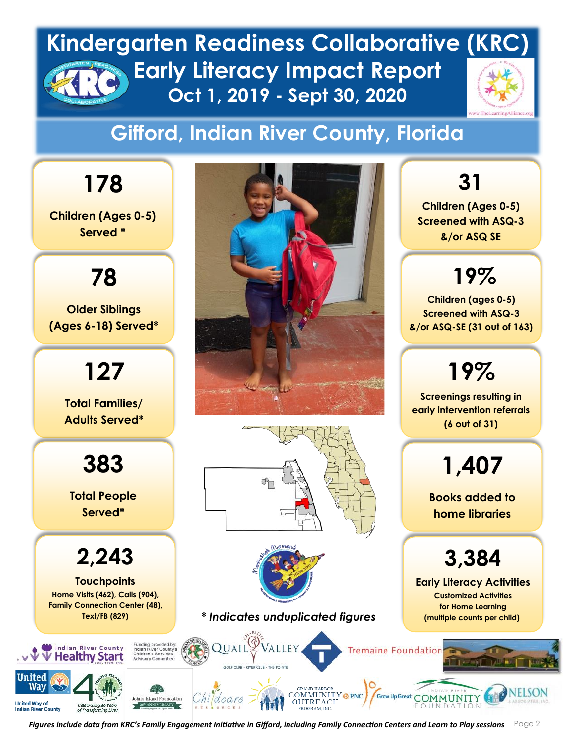# Kindergarten Readiness Collaborative (KRC)

## Early Literacy Impact Report

### Oct 1, 2019 - Sept 30, 2020

## Gifford, Indian River County, Florida

**178**
Children (Ages 0-5) Served *

**78**
Older Siblings (Ages 6-18) Served*

**127**
Total Families/ Adults Served*

**383**
Total People Served*

**2,243**
Touchpoints
Home Visits (462), Calls (904), Family Connection Center (48), Text/FB (829)

**31**
Children (Ages 0-5) Screened with ASQ-3 &/or ASQ SE

**19%**
Children (ages 0-5) Screened with ASQ-3 &/or ASQ-SE (31 out of 163)

**19%**
Screenings resulting in early intervention referrals (6 out of 31)

**1,407**
Books added to home libraries

**3,384**
Early Literacy Activities
Customized Activities for Home Learning (multiple counts per child)

*** Indicates unduplicated figures**

Funding provided by: Indian River County's Children's Services Advisory Committee

*Figures include data from KRC's Family Engagement Initiative in Gifford, including Family Connection Centers and Learn to Play sessions*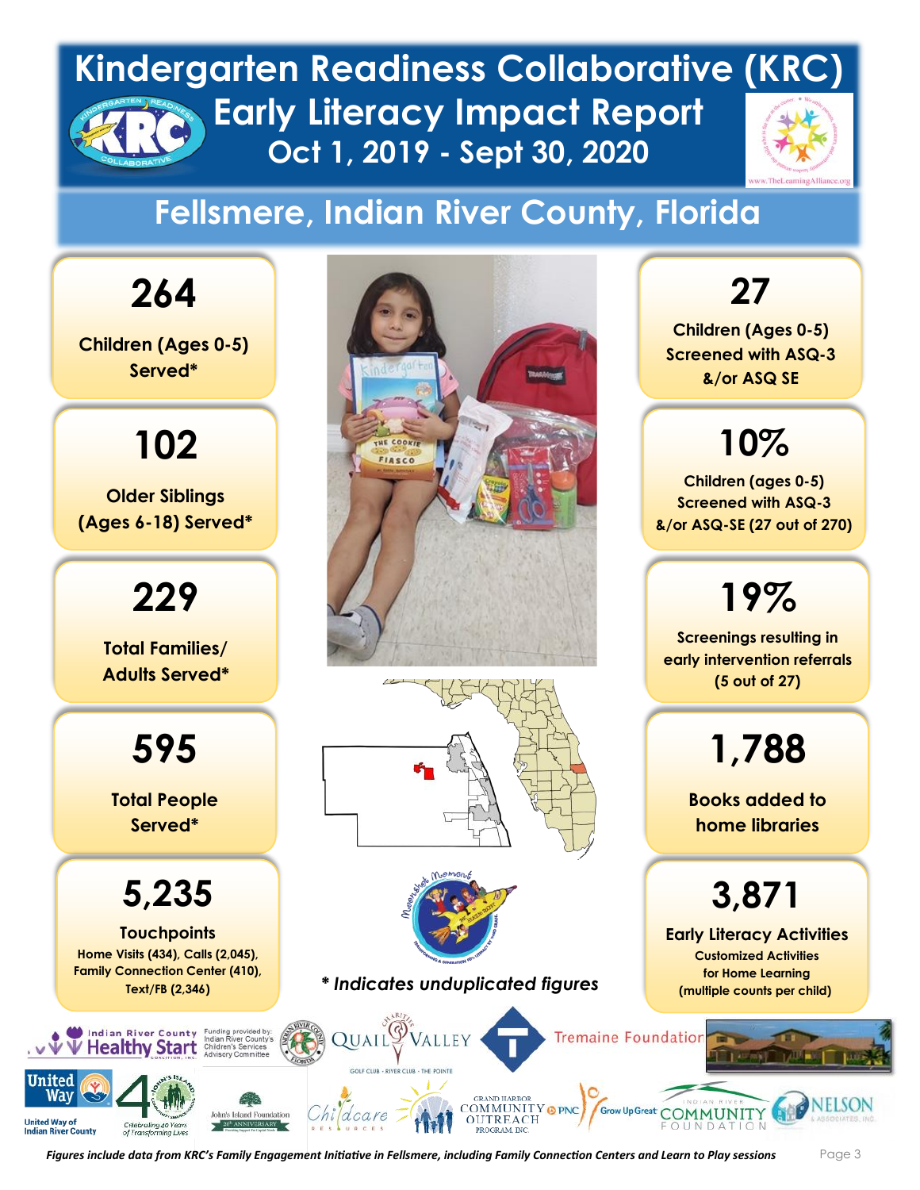# Kindergarten Readiness Collaborative (KRC)

## Early Literacy Impact Report

### Oct 1, 2019 - Sept 30, 2020

## Fellsmere, Indian River County, Florida

**264**

Children (Ages 0-5) Served*

**102**

Older Siblings (Ages 6-18) Served*

**229**

Total Families/ Adults Served*

**595**

Total People Served*

**5,235**

Touchpoints

Home Visits (434), Calls (2,045), Family Connection Center (410), Text/FB (2,346)

**27**

Children (Ages 0-5) Screened with ASQ-3 &/or ASQ SE

**10%**

Children (ages 0-5) Screened with ASQ-3 &/or ASQ-SE (27 out of 270)

**19%**

Screenings resulting in early intervention referrals (5 out of 27)

**1,788**

Books added to home libraries

**3,871**

Early Literacy Activities

Customized Activities for Home Learning (multiple counts per child)

*\* Indicates unduplicated figures*

*Figures include data from KRC's Family Engagement Initiative in Fellsmere, including Family Connection Centers and Learn to Play sessions*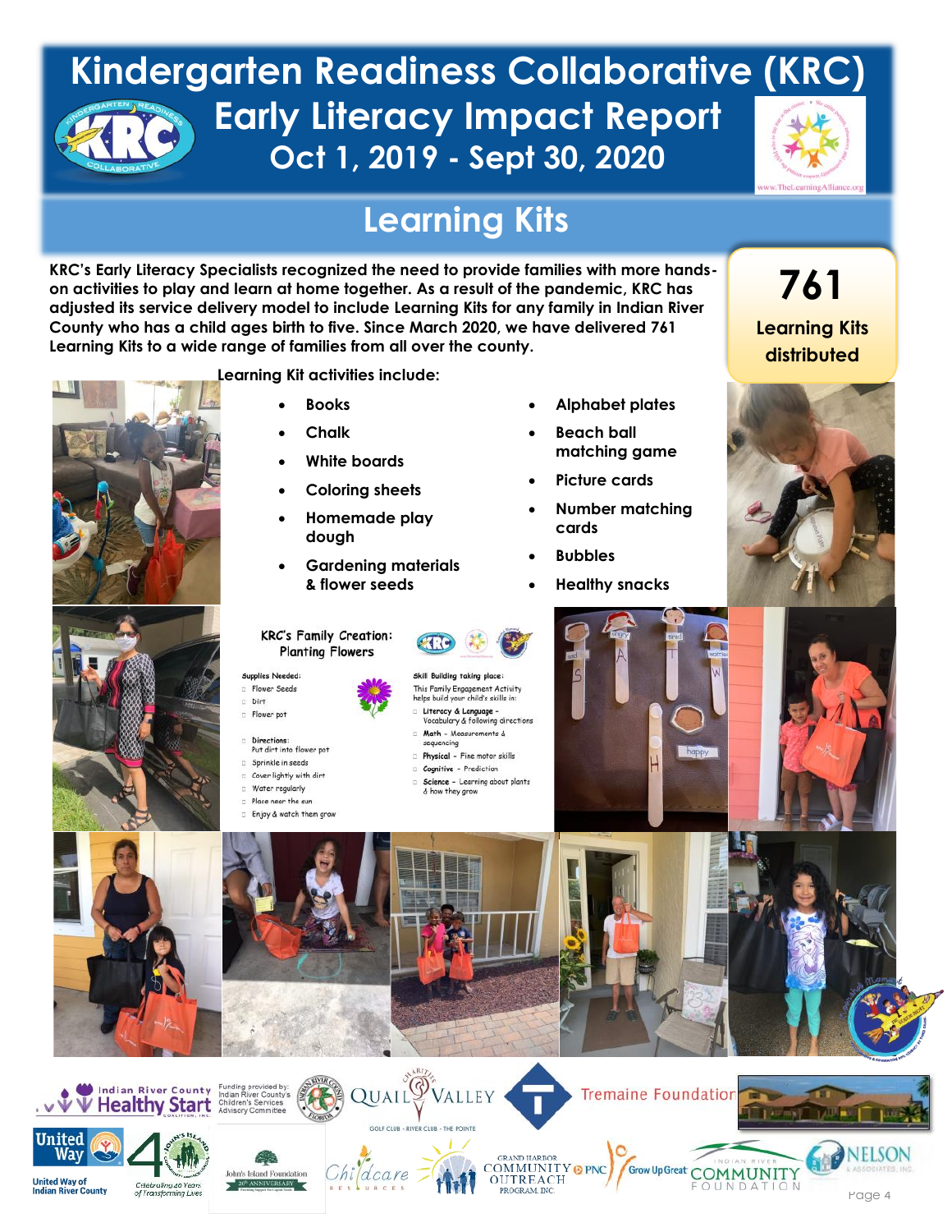# Kindergarten Readiness Collaborative (KRC)

## Early Literacy Impact Report

### Oct 1, 2019 - Sept 30, 2020

## Learning Kits

**KRC's Early Literacy Specialists recognized the need to provide families with more hands-on activities to play and learn at home together. As a result of the pandemic, KRC has adjusted its service delivery model to include Learning Kits for any family in Indian River County who has a child ages birth to five. Since March 2020, we have delivered 761 Learning Kits to a wide range of families from all over the county.**

**761**

**Learning Kits distributed**

**Learning Kit activities include:**

- **Books**
- **Chalk**
- **White boards**
- **Coloring sheets**
- **Homemade play dough**
- **Gardening materials & flower seeds**
- **Alphabet plates**
- **Beach ball matching game**
- **Picture cards**
- **Number matching cards**
- **Bubbles**
- **Healthy snacks**

### KRC's Family Creation: Planting Flowers

Supplies Needed:
- Flower Seeds
- Dirt
- Flower pot

Directions:
- Put dirt into flower pot
- Sprinkle in seeds
- Cover lightly with dirt
- Water regularly
- Place near the sun
- Enjoy & watch them grow

Skill Building taking place:
This Family Engagement Activity helps build your child's skills in:
- Literacy & Language - Vocabulary & following directions
- Math - Measurements & sequencing
- Physical - Fine motor skills
- Cognitive - Prediction
- Science - Learning about plants & how they grow

Indian River County Healthy Start Coalition, Inc. | Funding provided by: Indian River County's Children's Services Advisory Committee | Quail Valley Charities – Golf Club · River Club · The Pointe | Tremaine Foundation | United Way of Indian River County | John's Island Community Service League – Celebrating 40 Years of Transforming Lives | John's Island Foundation | Childcare Resources | Grand Harbor Community Outreach Program, Inc. | PNC Grow Up Great | Indian River Community Foundation | Nelson & Associates, Inc.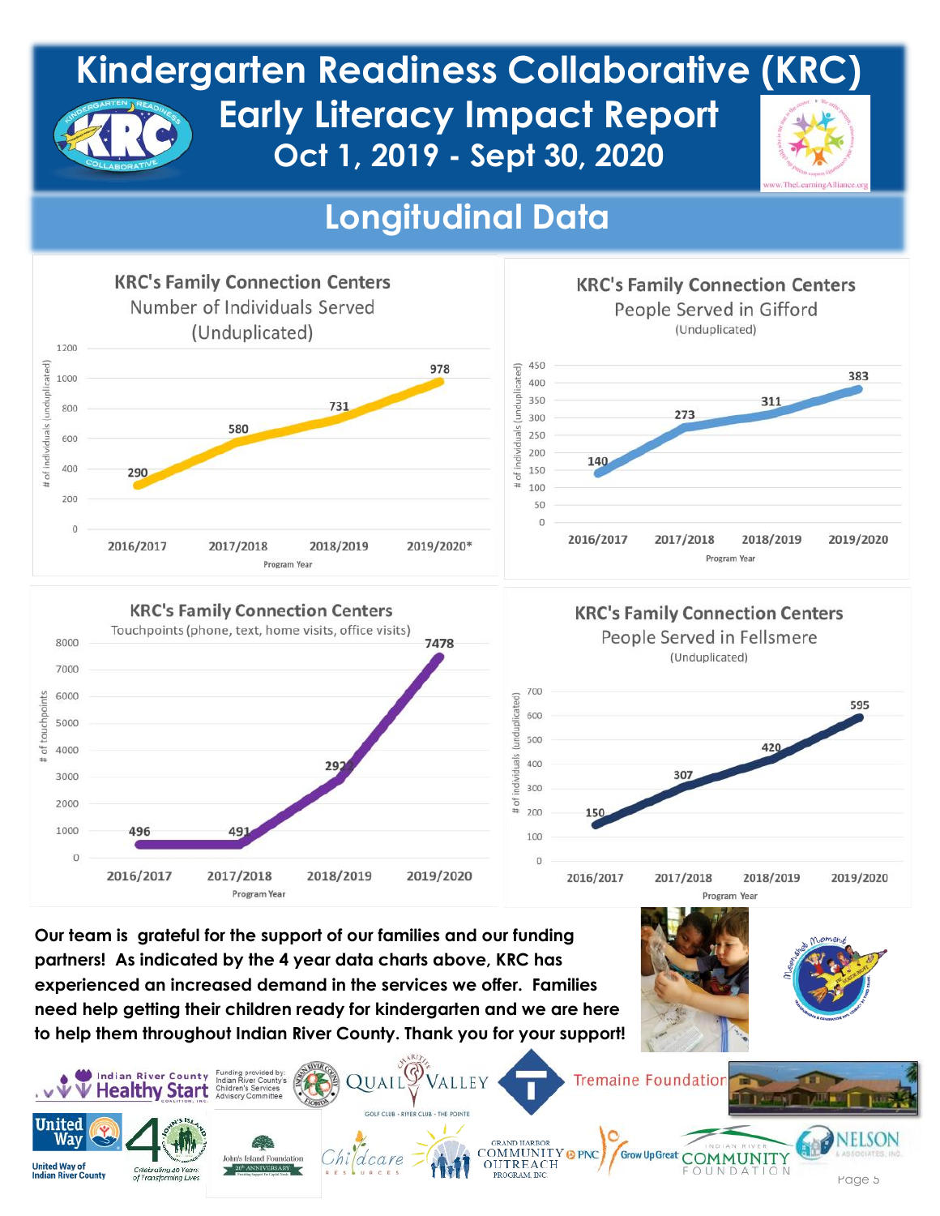# Kindergarten Readiness Collaborative (KRC)

## Early Literacy Impact Report

### Oct 1, 2019 - Sept 30, 2020

## Longitudinal Data

**KRC's Family Connection Centers**
Number of Individuals Served
(Unduplicated)

\# of individuals (unduplicated)
1200
1000
800
600
400
200
0

290
580
731
978

2016/2017
2017/2018
2018/2019
2019/2020*

Program Year

**KRC's Family Connection Centers**
People Served in Gifford
(Unduplicated)

\# of individuals (unduplicated)
450
400
350
300
250
200
150
100
50
0

140
273
311
383

2016/2017
2017/2018
2018/2019
2019/2020

Program Year

**KRC's Family Connection Centers**
Touchpoints (phone, text, home visits, office visits)

\# of touchpoints
8000
7000
6000
5000
4000
3000
2000
1000
0

496
491
292
7478

2016/2017
2017/2018
2018/2019
2019/2020

Program Year

**KRC's Family Connection Centers**
People Served in Fellsmere
(Unduplicated)

\# of individuals (unduplicated)
700
600
500
400
300
200
100
0

150
307
420
595

2016/2017
2017/2018
2018/2019
2019/2020

Program Year

**Our team is grateful for the support of our families and our funding partners! As indicated by the 4 year data charts above, KRC has experienced an increased demand in the services we offer. Families need help getting their children ready for kindergarten and we are here to help them throughout Indian River County. Thank you for your support!**

Indian River County Healthy Start Coalition, Inc.
Funding provided by: Indian River County's Children's Services Advisory Committee
Quail Valley Charities — Golf Club · River Club · The Pointe
Tremaine Foundation
United Way of Indian River County
John's Island Community Service League — Celebrating 40 Years of Transforming Lives
John's Island Foundation — 20th Anniversary
Childcare Resources
Grand Harbor Community Outreach Program, Inc.
PNC Grow Up Great
Indian River Community Foundation
Nelson & Associates, Inc.